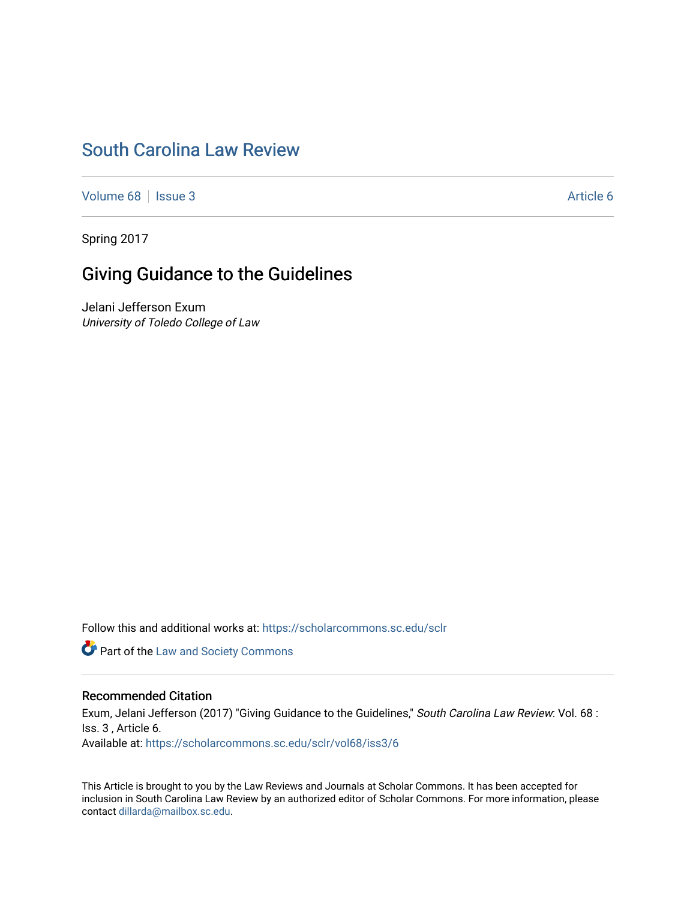# South Carolina Law Review

Volume 68 | Issue 3 — Article 6

Spring 2017

## Giving Guidance to the Guidelines

Jelani Jefferson Exum
*University of Toledo College of Law*

Follow this and additional works at: https://scholarcommons.sc.edu/sclr

Part of the Law and Society Commons

### Recommended Citation

Exum, Jelani Jefferson (2017) "Giving Guidance to the Guidelines," *South Carolina Law Review*: Vol. 68 : Iss. 3 , Article 6.
Available at: https://scholarcommons.sc.edu/sclr/vol68/iss3/6

This Article is brought to you by the Law Reviews and Journals at Scholar Commons. It has been accepted for inclusion in South Carolina Law Review by an authorized editor of Scholar Commons. For more information, please contact dillarda@mailbox.sc.edu.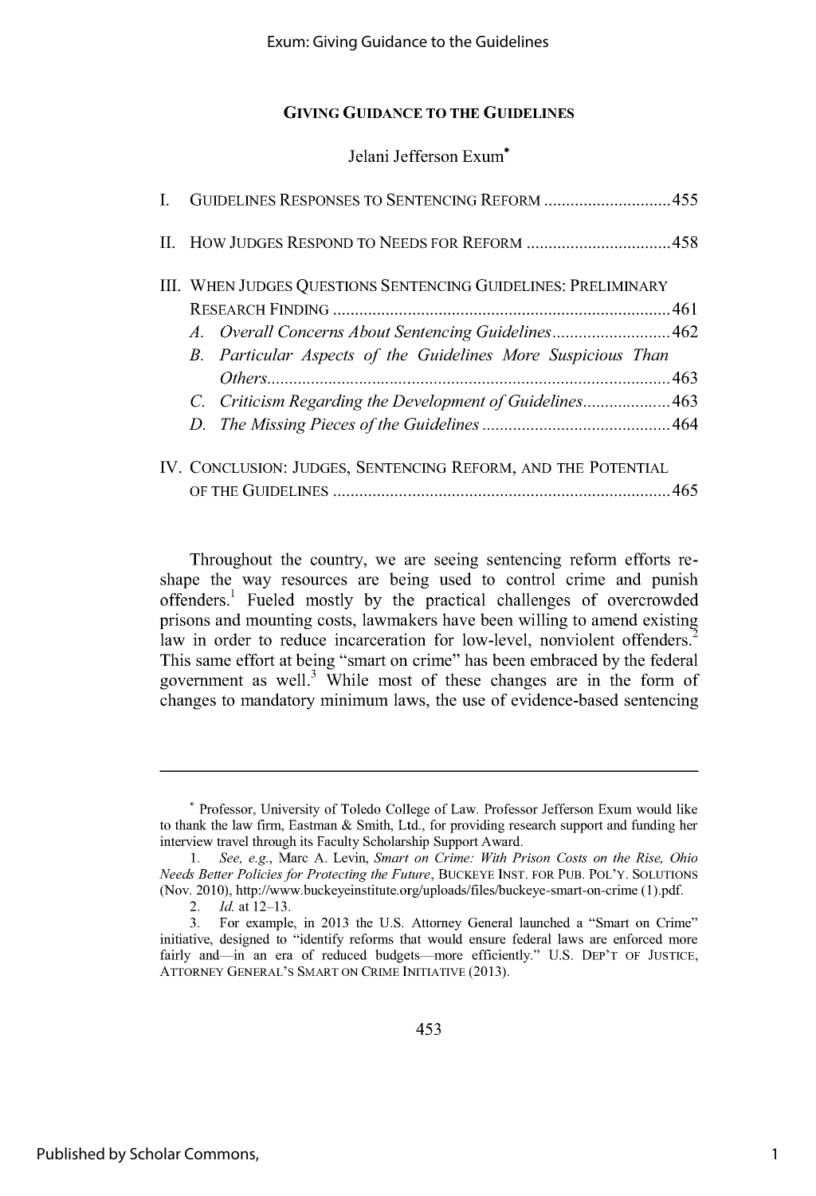# GIVING GUIDANCE TO THE GUIDELINES

Jelani Jefferson Exum*

I. GUIDELINES RESPONSES TO SENTENCING REFORM .............................455

II. HOW JUDGES RESPOND TO NEEDS FOR REFORM .................................458

III. WHEN JUDGES QUESTIONS SENTENCING GUIDELINES: PRELIMINARY RESEARCH FINDING .............................................................................461

*A. Overall Concerns About Sentencing Guidelines* ...........................462

*B. Particular Aspects of the Guidelines More Suspicious Than Others* ...........................................................................................463

*C. Criticism Regarding the Development of Guidelines* ....................463

*D. The Missing Pieces of the Guidelines* ...........................................464

IV. CONCLUSION: JUDGES, SENTENCING REFORM, AND THE POTENTIAL OF THE GUIDELINES .............................................................................465

Throughout the country, we are seeing sentencing reform efforts reshape the way resources are being used to control crime and punish offenders.[1] Fueled mostly by the practical challenges of overcrowded prisons and mounting costs, lawmakers have been willing to amend existing law in order to reduce incarceration for low-level, nonviolent offenders.[2] This same effort at being "smart on crime" has been embraced by the federal government as well.[3] While most of these changes are in the form of changes to mandatory minimum laws, the use of evidence-based sentencing

---

\* Professor, University of Toledo College of Law. Professor Jefferson Exum would like to thank the law firm, Eastman & Smith, Ltd., for providing research support and funding her interview travel through its Faculty Scholarship Support Award.

1. *See, e.g.*, Marc A. Levin, *Smart on Crime: With Prison Costs on the Rise, Ohio Needs Better Policies for Protecting the Future*, BUCKEYE INST. FOR PUB. POL'Y. SOLUTIONS (Nov. 2010), http://www.buckeyeinstitute.org/uploads/files/buckeye-smart-on-crime (1).pdf.

2. *Id.* at 12–13.

3. For example, in 2013 the U.S. Attorney General launched a "Smart on Crime" initiative, designed to "identify reforms that would ensure federal laws are enforced more fairly and—in an era of reduced budgets—more efficiently." U.S. DEP'T OF JUSTICE, ATTORNEY GENERAL'S SMART ON CRIME INITIATIVE (2013).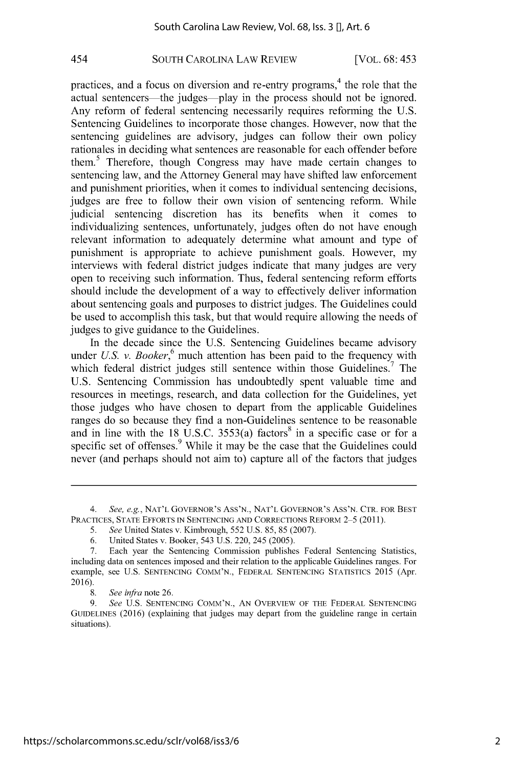practices, and a focus on diversion and re-entry programs,[4] the role that the actual sentencers—the judges—play in the process should not be ignored. Any reform of federal sentencing necessarily requires reforming the U.S. Sentencing Guidelines to incorporate those changes. However, now that the sentencing guidelines are advisory, judges can follow their own policy rationales in deciding what sentences are reasonable for each offender before them.[5] Therefore, though Congress may have made certain changes to sentencing law, and the Attorney General may have shifted law enforcement and punishment priorities, when it comes to individual sentencing decisions, judges are free to follow their own vision of sentencing reform. While judicial sentencing discretion has its benefits when it comes to individualizing sentences, unfortunately, judges often do not have enough relevant information to adequately determine what amount and type of punishment is appropriate to achieve punishment goals. However, my interviews with federal district judges indicate that many judges are very open to receiving such information. Thus, federal sentencing reform efforts should include the development of a way to effectively deliver information about sentencing goals and purposes to district judges. The Guidelines could be used to accomplish this task, but that would require allowing the needs of judges to give guidance to the Guidelines.

In the decade since the U.S. Sentencing Guidelines became advisory under *U.S. v. Booker*,[6] much attention has been paid to the frequency with which federal district judges still sentence within those Guidelines.[7] The U.S. Sentencing Commission has undoubtedly spent valuable time and resources in meetings, research, and data collection for the Guidelines, yet those judges who have chosen to depart from the applicable Guidelines ranges do so because they find a non-Guidelines sentence to be reasonable and in line with the 18 U.S.C. 3553(a) factors[8] in a specific case or for a specific set of offenses.[9] While it may be the case that the Guidelines could never (and perhaps should not aim to) capture all of the factors that judges

---

4. *See, e.g.*, NAT'L GOVERNOR'S ASS'N., NAT'L GOVERNOR'S ASS'N. CTR. FOR BEST PRACTICES, STATE EFFORTS IN SENTENCING AND CORRECTIONS REFORM 2–5 (2011).

5. *See* United States v. Kimbrough, 552 U.S. 85, 85 (2007).

6. United States v. Booker, 543 U.S. 220, 245 (2005).

7. Each year the Sentencing Commission publishes Federal Sentencing Statistics, including data on sentences imposed and their relation to the applicable Guidelines ranges. For example, see U.S. SENTENCING COMM'N., FEDERAL SENTENCING STATISTICS 2015 (Apr. 2016).

8. *See infra* note 26.

9. *See* U.S. SENTENCING COMM'N., AN OVERVIEW OF THE FEDERAL SENTENCING GUIDELINES (2016) (explaining that judges may depart from the guideline range in certain situations).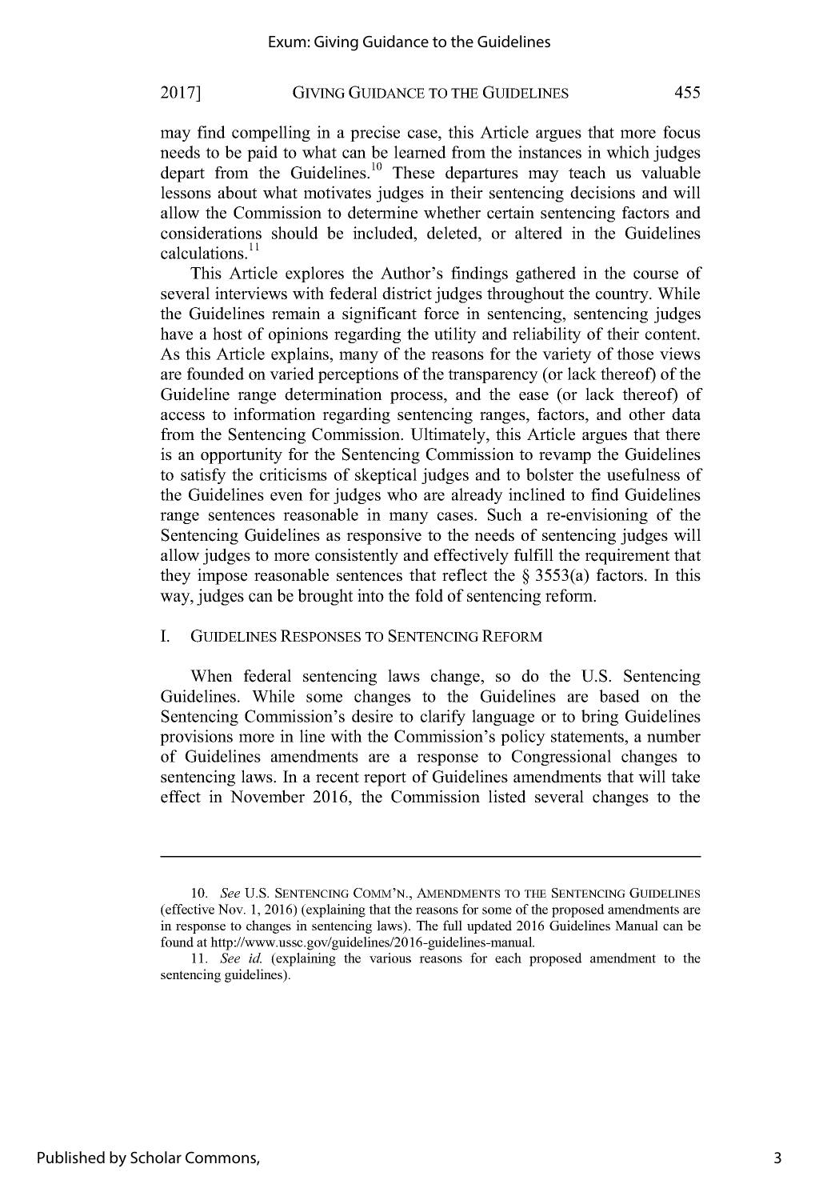may find compelling in a precise case, this Article argues that more focus needs to be paid to what can be learned from the instances in which judges depart from the Guidelines.[10] These departures may teach us valuable lessons about what motivates judges in their sentencing decisions and will allow the Commission to determine whether certain sentencing factors and considerations should be included, deleted, or altered in the Guidelines calculations.[11]

This Article explores the Author's findings gathered in the course of several interviews with federal district judges throughout the country. While the Guidelines remain a significant force in sentencing, sentencing judges have a host of opinions regarding the utility and reliability of their content. As this Article explains, many of the reasons for the variety of those views are founded on varied perceptions of the transparency (or lack thereof) of the Guideline range determination process, and the ease (or lack thereof) of access to information regarding sentencing ranges, factors, and other data from the Sentencing Commission. Ultimately, this Article argues that there is an opportunity for the Sentencing Commission to revamp the Guidelines to satisfy the criticisms of skeptical judges and to bolster the usefulness of the Guidelines even for judges who are already inclined to find Guidelines range sentences reasonable in many cases. Such a re-envisioning of the Sentencing Guidelines as responsive to the needs of sentencing judges will allow judges to more consistently and effectively fulfill the requirement that they impose reasonable sentences that reflect the § 3553(a) factors. In this way, judges can be brought into the fold of sentencing reform.

## I. GUIDELINES RESPONSES TO SENTENCING REFORM

When federal sentencing laws change, so do the U.S. Sentencing Guidelines. While some changes to the Guidelines are based on the Sentencing Commission's desire to clarify language or to bring Guidelines provisions more in line with the Commission's policy statements, a number of Guidelines amendments are a response to Congressional changes to sentencing laws. In a recent report of Guidelines amendments that will take effect in November 2016, the Commission listed several changes to the

---

10. *See* U.S. SENTENCING COMM'N., AMENDMENTS TO THE SENTENCING GUIDELINES (effective Nov. 1, 2016) (explaining that the reasons for some of the proposed amendments are in response to changes in sentencing laws). The full updated 2016 Guidelines Manual can be found at http://www.ussc.gov/guidelines/2016-guidelines-manual.

11. *See id.* (explaining the various reasons for each proposed amendment to the sentencing guidelines).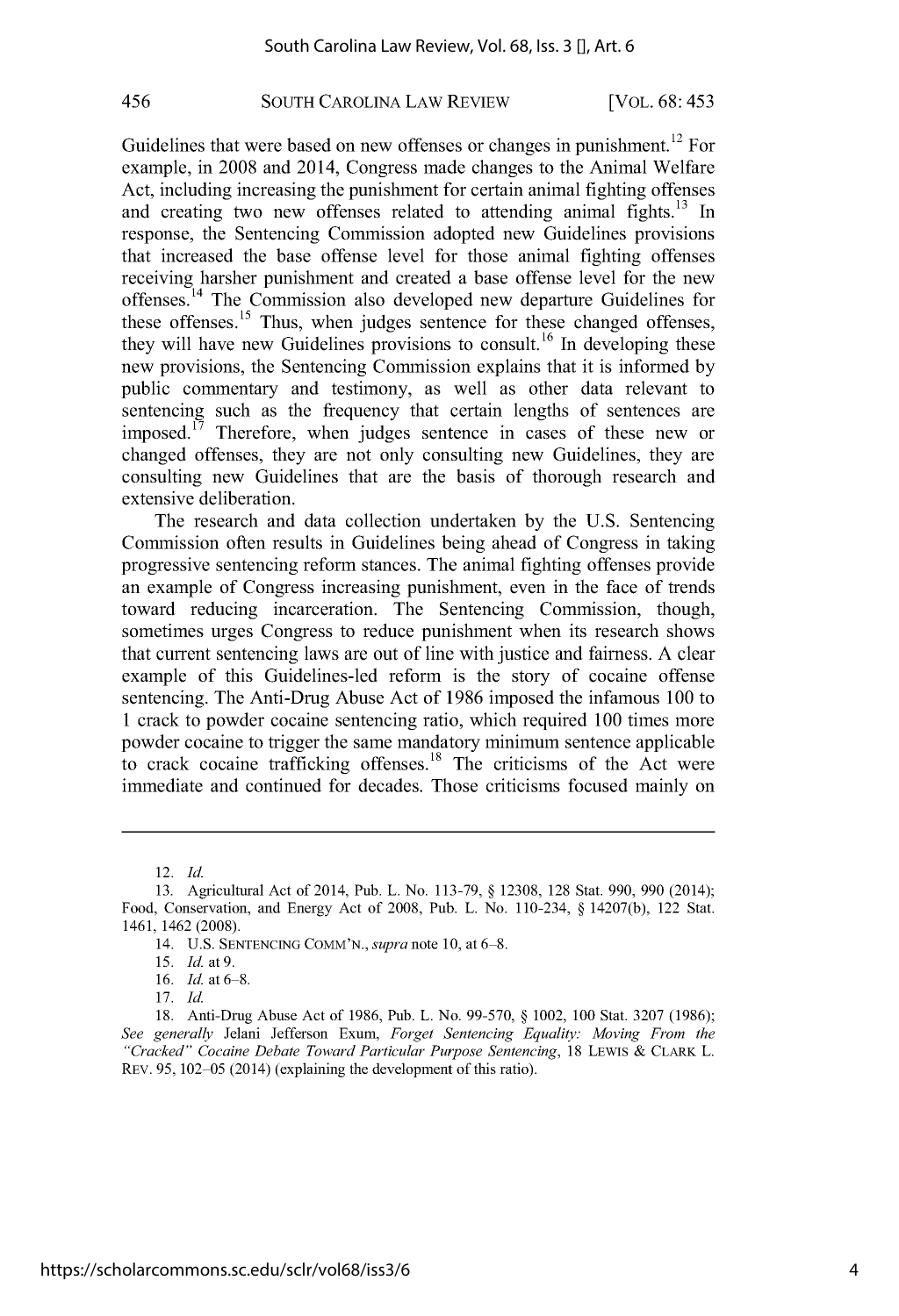Guidelines that were based on new offenses or changes in punishment.[12] For example, in 2008 and 2014, Congress made changes to the Animal Welfare Act, including increasing the punishment for certain animal fighting offenses and creating two new offenses related to attending animal fights.[13] In response, the Sentencing Commission adopted new Guidelines provisions that increased the base offense level for those animal fighting offenses receiving harsher punishment and created a base offense level for the new offenses.[14] The Commission also developed new departure Guidelines for these offenses.[15] Thus, when judges sentence for these changed offenses, they will have new Guidelines provisions to consult.[16] In developing these new provisions, the Sentencing Commission explains that it is informed by public commentary and testimony, as well as other data relevant to sentencing such as the frequency that certain lengths of sentences are imposed.[17] Therefore, when judges sentence in cases of these new or changed offenses, they are not only consulting new Guidelines, they are consulting new Guidelines that are the basis of thorough research and extensive deliberation.

The research and data collection undertaken by the U.S. Sentencing Commission often results in Guidelines being ahead of Congress in taking progressive sentencing reform stances. The animal fighting offenses provide an example of Congress increasing punishment, even in the face of trends toward reducing incarceration. The Sentencing Commission, though, sometimes urges Congress to reduce punishment when its research shows that current sentencing laws are out of line with justice and fairness. A clear example of this Guidelines-led reform is the story of cocaine offense sentencing. The Anti-Drug Abuse Act of 1986 imposed the infamous 100 to 1 crack to powder cocaine sentencing ratio, which required 100 times more powder cocaine to trigger the same mandatory minimum sentence applicable to crack cocaine trafficking offenses.[18] The criticisms of the Act were immediate and continued for decades. Those criticisms focused mainly on

---

12. *Id.*

13. Agricultural Act of 2014, Pub. L. No. 113-79, § 12308, 128 Stat. 990, 990 (2014); Food, Conservation, and Energy Act of 2008, Pub. L. No. 110-234, § 14207(b), 122 Stat. 1461, 1462 (2008).

14. U.S. SENTENCING COMM'N., *supra* note 10, at 6–8.

15. *Id.* at 9.

16. *Id.* at 6–8.

17. *Id.*

18. Anti-Drug Abuse Act of 1986, Pub. L. No. 99-570, § 1002, 100 Stat. 3207 (1986); *See generally* Jelani Jefferson Exum, *Forget Sentencing Equality: Moving From the "Cracked" Cocaine Debate Toward Particular Purpose Sentencing*, 18 LEWIS & CLARK L. REV. 95, 102–05 (2014) (explaining the development of this ratio).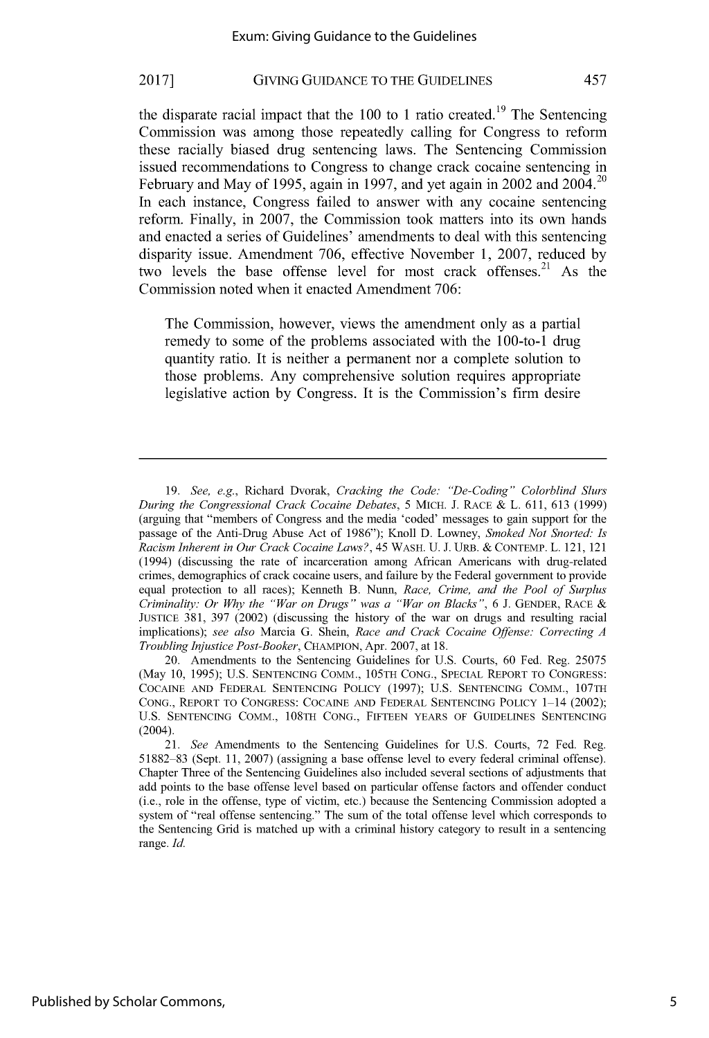the disparate racial impact that the 100 to 1 ratio created.[19] The Sentencing Commission was among those repeatedly calling for Congress to reform these racially biased drug sentencing laws. The Sentencing Commission issued recommendations to Congress to change crack cocaine sentencing in February and May of 1995, again in 1997, and yet again in 2002 and 2004.[20] In each instance, Congress failed to answer with any cocaine sentencing reform. Finally, in 2007, the Commission took matters into its own hands and enacted a series of Guidelines' amendments to deal with this sentencing disparity issue. Amendment 706, effective November 1, 2007, reduced by two levels the base offense level for most crack offenses.[21] As the Commission noted when it enacted Amendment 706:

> The Commission, however, views the amendment only as a partial remedy to some of the problems associated with the 100-to-1 drug quantity ratio. It is neither a permanent nor a complete solution to those problems. Any comprehensive solution requires appropriate legislative action by Congress. It is the Commission's firm desire

---

19. *See, e.g.*, Richard Dvorak, *Cracking the Code: "De-Coding" Colorblind Slurs During the Congressional Crack Cocaine Debates*, 5 MICH. J. RACE & L. 611, 613 (1999) (arguing that "members of Congress and the media 'coded' messages to gain support for the passage of the Anti-Drug Abuse Act of 1986"); Knoll D. Lowney, *Smoked Not Snorted: Is Racism Inherent in Our Crack Cocaine Laws?*, 45 WASH. U. J. URB. & CONTEMP. L. 121, 121 (1994) (discussing the rate of incarceration among African Americans with drug-related crimes, demographics of crack cocaine users, and failure by the Federal government to provide equal protection to all races); Kenneth B. Nunn, *Race, Crime, and the Pool of Surplus Criminality: Or Why the "War on Drugs" was a "War on Blacks"*, 6 J. GENDER, RACE & JUSTICE 381, 397 (2002) (discussing the history of the war on drugs and resulting racial implications); *see also* Marcia G. Shein, *Race and Crack Cocaine Offense: Correcting A Troubling Injustice Post-Booker*, CHAMPION, Apr. 2007, at 18.

20. Amendments to the Sentencing Guidelines for U.S. Courts, 60 Fed. Reg. 25075 (May 10, 1995); U.S. SENTENCING COMM., 105TH CONG., SPECIAL REPORT TO CONGRESS: COCAINE AND FEDERAL SENTENCING POLICY (1997); U.S. SENTENCING COMM., 107TH CONG., REPORT TO CONGRESS: COCAINE AND FEDERAL SENTENCING POLICY 1–14 (2002); U.S. SENTENCING COMM., 108TH CONG., FIFTEEN YEARS OF GUIDELINES SENTENCING (2004).

21. *See* Amendments to the Sentencing Guidelines for U.S. Courts, 72 Fed. Reg. 51882–83 (Sept. 11, 2007) (assigning a base offense level to every federal criminal offense). Chapter Three of the Sentencing Guidelines also included several sections of adjustments that add points to the base offense level based on particular offense factors and offender conduct (i.e., role in the offense, type of victim, etc.) because the Sentencing Commission adopted a system of "real offense sentencing." The sum of the total offense level which corresponds to the Sentencing Grid is matched up with a criminal history category to result in a sentencing range. *Id.*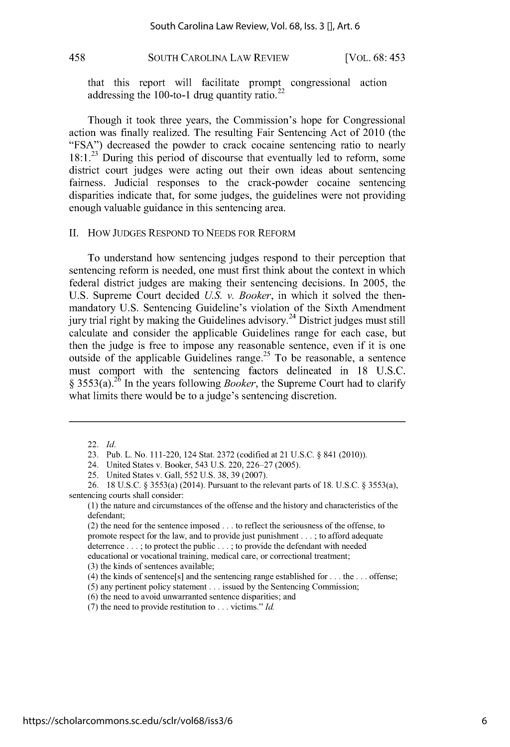that this report will facilitate prompt congressional action addressing the 100-to-1 drug quantity ratio.[22]

Though it took three years, the Commission's hope for Congressional action was finally realized. The resulting Fair Sentencing Act of 2010 (the "FSA") decreased the powder to crack cocaine sentencing ratio to nearly 18:1.[23] During this period of discourse that eventually led to reform, some district court judges were acting out their own ideas about sentencing fairness. Judicial responses to the crack-powder cocaine sentencing disparities indicate that, for some judges, the guidelines were not providing enough valuable guidance in this sentencing area.

## II. How Judges Respond to Needs for Reform

To understand how sentencing judges respond to their perception that sentencing reform is needed, one must first think about the context in which federal district judges are making their sentencing decisions. In 2005, the U.S. Supreme Court decided *U.S. v. Booker*, in which it solved the then-mandatory U.S. Sentencing Guideline's violation of the Sixth Amendment jury trial right by making the Guidelines advisory.[24] District judges must still calculate and consider the applicable Guidelines range for each case, but then the judge is free to impose any reasonable sentence, even if it is one outside of the applicable Guidelines range.[25] To be reasonable, a sentence must comport with the sentencing factors delineated in 18 U.S.C. § 3553(a).[26] In the years following *Booker*, the Supreme Court had to clarify what limits there would be to a judge's sentencing discretion.

---

22. *Id.*

23. Pub. L. No. 111-220, 124 Stat. 2372 (codified at 21 U.S.C. § 841 (2010)).

24. United States v. Booker, 543 U.S. 220, 226–27 (2005).

25. United States v. Gall, 552 U.S. 38, 39 (2007).

26. 18 U.S.C. § 3553(a) (2014). Pursuant to the relevant parts of 18. U.S.C. § 3553(a), sentencing courts shall consider:

> (1) the nature and circumstances of the offense and the history and characteristics of the defendant;
> (2) the need for the sentence imposed . . . to reflect the seriousness of the offense, to promote respect for the law, and to provide just punishment . . . ; to afford adequate deterrence . . . ; to protect the public . . . ; to provide the defendant with needed educational or vocational training, medical care, or correctional treatment;
> (3) the kinds of sentences available;
> (4) the kinds of sentence[s] and the sentencing range established for . . . the . . . offense;
> (5) any pertinent policy statement . . . issued by the Sentencing Commission;
> (6) the need to avoid unwarranted sentence disparities; and
> (7) the need to provide restitution to . . . victims." *Id.*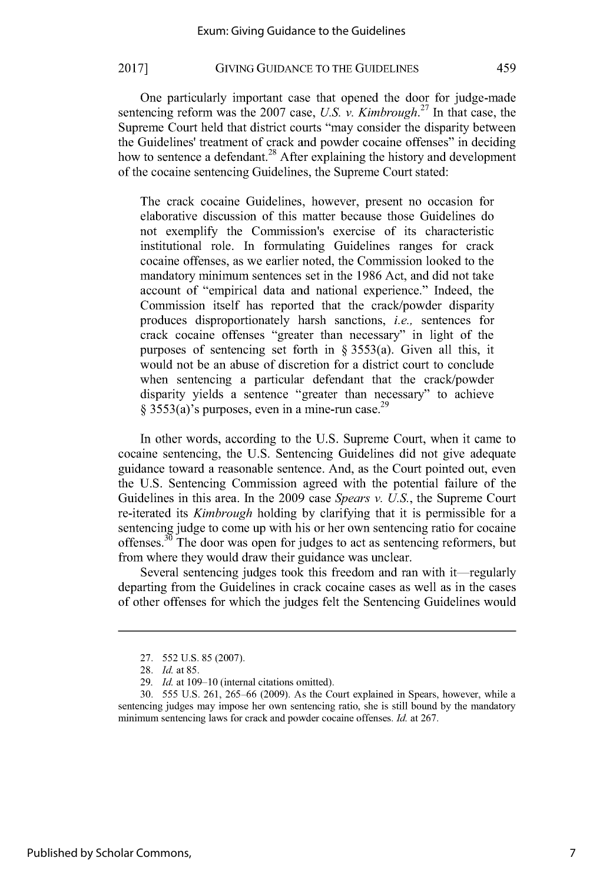One particularly important case that opened the door for judge-made sentencing reform was the 2007 case, *U.S. v. Kimbrough*.[27] In that case, the Supreme Court held that district courts "may consider the disparity between the Guidelines' treatment of crack and powder cocaine offenses" in deciding how to sentence a defendant.[28] After explaining the history and development of the cocaine sentencing Guidelines, the Supreme Court stated:

> The crack cocaine Guidelines, however, present no occasion for elaborative discussion of this matter because those Guidelines do not exemplify the Commission's exercise of its characteristic institutional role. In formulating Guidelines ranges for crack cocaine offenses, as we earlier noted, the Commission looked to the mandatory minimum sentences set in the 1986 Act, and did not take account of "empirical data and national experience." Indeed, the Commission itself has reported that the crack/powder disparity produces disproportionately harsh sanctions, *i.e.,* sentences for crack cocaine offenses "greater than necessary" in light of the purposes of sentencing set forth in § 3553(a). Given all this, it would not be an abuse of discretion for a district court to conclude when sentencing a particular defendant that the crack/powder disparity yields a sentence "greater than necessary" to achieve § 3553(a)'s purposes, even in a mine-run case.[29]

In other words, according to the U.S. Supreme Court, when it came to cocaine sentencing, the U.S. Sentencing Guidelines did not give adequate guidance toward a reasonable sentence. And, as the Court pointed out, even the U.S. Sentencing Commission agreed with the potential failure of the Guidelines in this area. In the 2009 case *Spears v. U.S.*, the Supreme Court re-iterated its *Kimbrough* holding by clarifying that it is permissible for a sentencing judge to come up with his or her own sentencing ratio for cocaine offenses.[30] The door was open for judges to act as sentencing reformers, but from where they would draw their guidance was unclear.

Several sentencing judges took this freedom and ran with it—regularly departing from the Guidelines in crack cocaine cases as well as in the cases of other offenses for which the judges felt the Sentencing Guidelines would

---

27. 552 U.S. 85 (2007).

28. *Id.* at 85.

29. *Id.* at 109–10 (internal citations omitted).

30. 555 U.S. 261, 265–66 (2009). As the Court explained in Spears, however, while a sentencing judges may impose her own sentencing ratio, she is still bound by the mandatory minimum sentencing laws for crack and powder cocaine offenses. *Id.* at 267.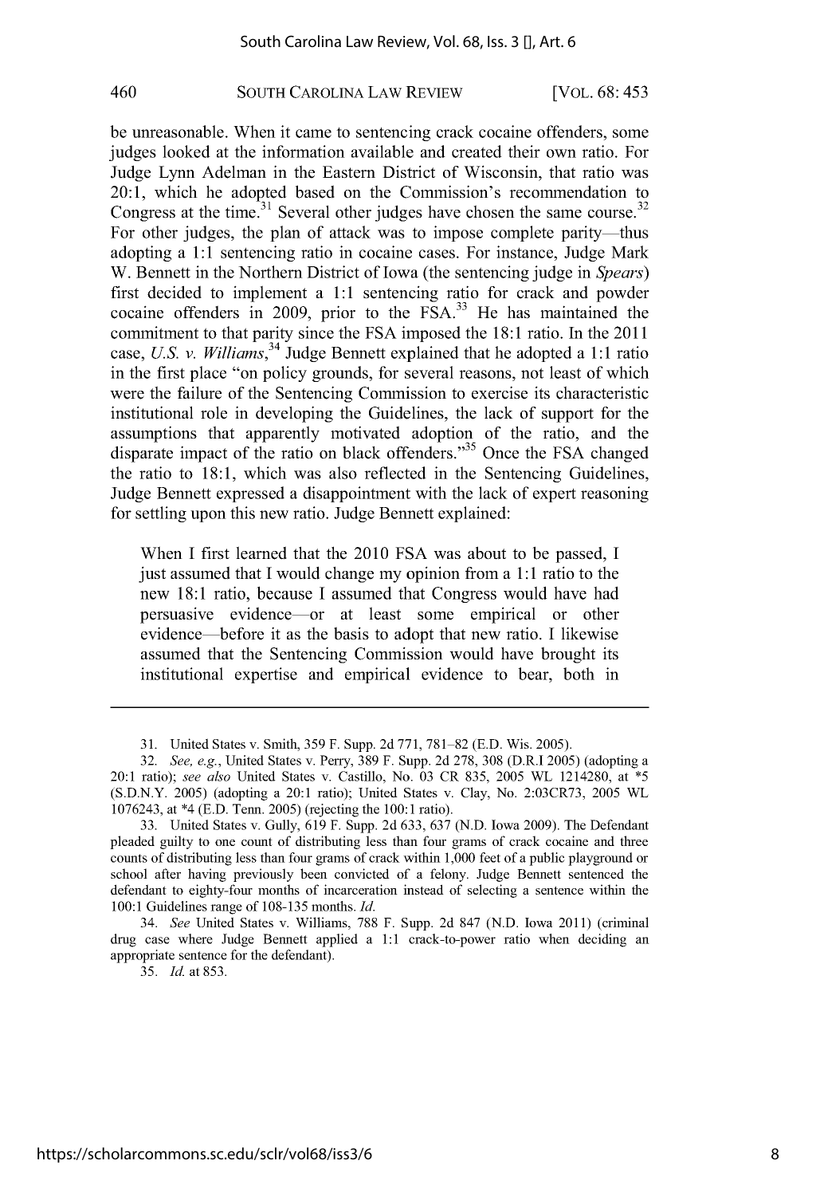be unreasonable. When it came to sentencing crack cocaine offenders, some judges looked at the information available and created their own ratio. For Judge Lynn Adelman in the Eastern District of Wisconsin, that ratio was 20:1, which he adopted based on the Commission's recommendation to Congress at the time.[31] Several other judges have chosen the same course.[32] For other judges, the plan of attack was to impose complete parity—thus adopting a 1:1 sentencing ratio in cocaine cases. For instance, Judge Mark W. Bennett in the Northern District of Iowa (the sentencing judge in *Spears*) first decided to implement a 1:1 sentencing ratio for crack and powder cocaine offenders in 2009, prior to the FSA.[33] He has maintained the commitment to that parity since the FSA imposed the 18:1 ratio. In the 2011 case, *U.S. v. Williams*,[34] Judge Bennett explained that he adopted a 1:1 ratio in the first place "on policy grounds, for several reasons, not least of which were the failure of the Sentencing Commission to exercise its characteristic institutional role in developing the Guidelines, the lack of support for the assumptions that apparently motivated adoption of the ratio, and the disparate impact of the ratio on black offenders."[35] Once the FSA changed the ratio to 18:1, which was also reflected in the Sentencing Guidelines, Judge Bennett expressed a disappointment with the lack of expert reasoning for settling upon this new ratio. Judge Bennett explained:

> When I first learned that the 2010 FSA was about to be passed, I just assumed that I would change my opinion from a 1:1 ratio to the new 18:1 ratio, because I assumed that Congress would have had persuasive evidence—or at least some empirical or other evidence—before it as the basis to adopt that new ratio. I likewise assumed that the Sentencing Commission would have brought its institutional expertise and empirical evidence to bear, both in

---

31. United States v. Smith, 359 F. Supp. 2d 771, 781–82 (E.D. Wis. 2005).

32. *See, e.g.*, United States v. Perry, 389 F. Supp. 2d 278, 308 (D.R.I 2005) (adopting a 20:1 ratio); *see also* United States v. Castillo, No. 03 CR 835, 2005 WL 1214280, at *5 (S.D.N.Y. 2005) (adopting a 20:1 ratio); United States v. Clay, No. 2:03CR73, 2005 WL 1076243, at *4 (E.D. Tenn. 2005) (rejecting the 100:1 ratio).

33. United States v. Gully, 619 F. Supp. 2d 633, 637 (N.D. Iowa 2009). The Defendant pleaded guilty to one count of distributing less than four grams of crack cocaine and three counts of distributing less than four grams of crack within 1,000 feet of a public playground or school after having previously been convicted of a felony. Judge Bennett sentenced the defendant to eighty-four months of incarceration instead of selecting a sentence within the 100:1 Guidelines range of 108-135 months. *Id.*

34. *See* United States v. Williams, 788 F. Supp. 2d 847 (N.D. Iowa 2011) (criminal drug case where Judge Bennett applied a 1:1 crack-to-power ratio when deciding an appropriate sentence for the defendant).

35. *Id.* at 853.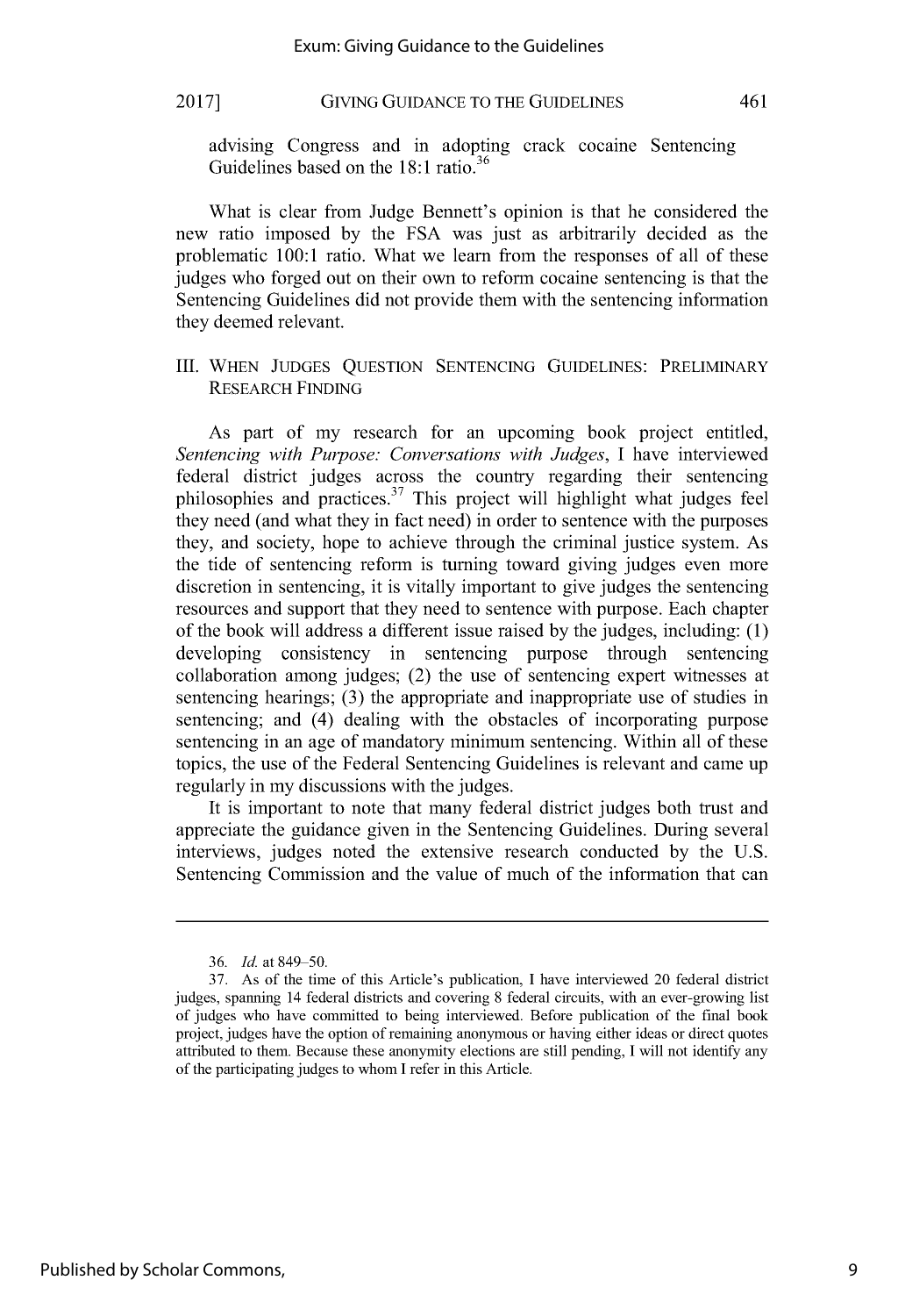advising Congress and in adopting crack cocaine Sentencing Guidelines based on the 18:1 ratio.[36]

What is clear from Judge Bennett's opinion is that he considered the new ratio imposed by the FSA was just as arbitrarily decided as the problematic 100:1 ratio. What we learn from the responses of all of these judges who forged out on their own to reform cocaine sentencing is that the Sentencing Guidelines did not provide them with the sentencing information they deemed relevant.

## III. When Judges Question Sentencing Guidelines: Preliminary Research Finding

As part of my research for an upcoming book project entitled, *Sentencing with Purpose: Conversations with Judges*, I have interviewed federal district judges across the country regarding their sentencing philosophies and practices.[37] This project will highlight what judges feel they need (and what they in fact need) in order to sentence with the purposes they, and society, hope to achieve through the criminal justice system. As the tide of sentencing reform is turning toward giving judges even more discretion in sentencing, it is vitally important to give judges the sentencing resources and support that they need to sentence with purpose. Each chapter of the book will address a different issue raised by the judges, including: (1) developing consistency in sentencing purpose through sentencing collaboration among judges; (2) the use of sentencing expert witnesses at sentencing hearings; (3) the appropriate and inappropriate use of studies in sentencing; and (4) dealing with the obstacles of incorporating purpose sentencing in an age of mandatory minimum sentencing. Within all of these topics, the use of the Federal Sentencing Guidelines is relevant and came up regularly in my discussions with the judges.

It is important to note that many federal district judges both trust and appreciate the guidance given in the Sentencing Guidelines. During several interviews, judges noted the extensive research conducted by the U.S. Sentencing Commission and the value of much of the information that can

---

36. *Id.* at 849–50.

37. As of the time of this Article's publication, I have interviewed 20 federal district judges, spanning 14 federal districts and covering 8 federal circuits, with an ever-growing list of judges who have committed to being interviewed. Before publication of the final book project, judges have the option of remaining anonymous or having either ideas or direct quotes attributed to them. Because these anonymity elections are still pending, I will not identify any of the participating judges to whom I refer in this Article.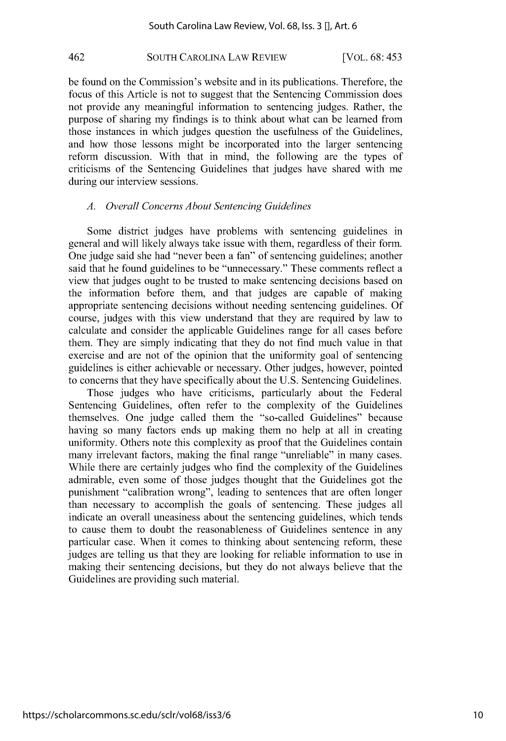be found on the Commission's website and in its publications. Therefore, the focus of this Article is not to suggest that the Sentencing Commission does not provide any meaningful information to sentencing judges. Rather, the purpose of sharing my findings is to think about what can be learned from those instances in which judges question the usefulness of the Guidelines, and how those lessons might be incorporated into the larger sentencing reform discussion. With that in mind, the following are the types of criticisms of the Sentencing Guidelines that judges have shared with me during our interview sessions.

### *A. Overall Concerns About Sentencing Guidelines*

Some district judges have problems with sentencing guidelines in general and will likely always take issue with them, regardless of their form. One judge said she had "never been a fan" of sentencing guidelines; another said that he found guidelines to be "unnecessary." These comments reflect a view that judges ought to be trusted to make sentencing decisions based on the information before them, and that judges are capable of making appropriate sentencing decisions without needing sentencing guidelines. Of course, judges with this view understand that they are required by law to calculate and consider the applicable Guidelines range for all cases before them. They are simply indicating that they do not find much value in that exercise and are not of the opinion that the uniformity goal of sentencing guidelines is either achievable or necessary. Other judges, however, pointed to concerns that they have specifically about the U.S. Sentencing Guidelines.

Those judges who have criticisms, particularly about the Federal Sentencing Guidelines, often refer to the complexity of the Guidelines themselves. One judge called them the "so-called Guidelines" because having so many factors ends up making them no help at all in creating uniformity. Others note this complexity as proof that the Guidelines contain many irrelevant factors, making the final range "unreliable" in many cases. While there are certainly judges who find the complexity of the Guidelines admirable, even some of those judges thought that the Guidelines got the punishment "calibration wrong", leading to sentences that are often longer than necessary to accomplish the goals of sentencing. These judges all indicate an overall uneasiness about the sentencing guidelines, which tends to cause them to doubt the reasonableness of Guidelines sentence in any particular case. When it comes to thinking about sentencing reform, these judges are telling us that they are looking for reliable information to use in making their sentencing decisions, but they do not always believe that the Guidelines are providing such material.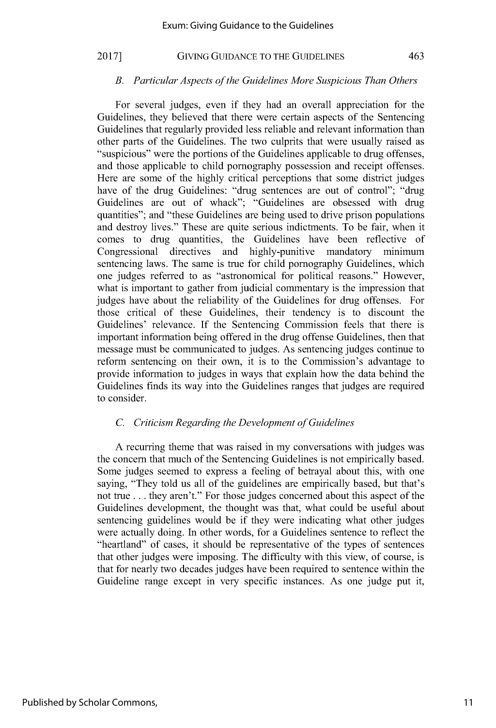### *B. Particular Aspects of the Guidelines More Suspicious Than Others*

For several judges, even if they had an overall appreciation for the Guidelines, they believed that there were certain aspects of the Sentencing Guidelines that regularly provided less reliable and relevant information than other parts of the Guidelines. The two culprits that were usually raised as "suspicious" were the portions of the Guidelines applicable to drug offenses, and those applicable to child pornography possession and receipt offenses. Here are some of the highly critical perceptions that some district judges have of the drug Guidelines: "drug sentences are out of control"; "drug Guidelines are out of whack"; "Guidelines are obsessed with drug quantities"; and "these Guidelines are being used to drive prison populations and destroy lives." These are quite serious indictments. To be fair, when it comes to drug quantities, the Guidelines have been reflective of Congressional directives and highly-punitive mandatory minimum sentencing laws. The same is true for child pornography Guidelines, which one judges referred to as "astronomical for political reasons." However, what is important to gather from judicial commentary is the impression that judges have about the reliability of the Guidelines for drug offenses. For those critical of these Guidelines, their tendency is to discount the Guidelines' relevance. If the Sentencing Commission feels that there is important information being offered in the drug offense Guidelines, then that message must be communicated to judges. As sentencing judges continue to reform sentencing on their own, it is to the Commission's advantage to provide information to judges in ways that explain how the data behind the Guidelines finds its way into the Guidelines ranges that judges are required to consider.

### *C. Criticism Regarding the Development of Guidelines*

A recurring theme that was raised in my conversations with judges was the concern that much of the Sentencing Guidelines is not empirically based. Some judges seemed to express a feeling of betrayal about this, with one saying, "They told us all of the guidelines are empirically based, but that's not true . . . they aren't." For those judges concerned about this aspect of the Guidelines development, the thought was that, what could be useful about sentencing guidelines would be if they were indicating what other judges were actually doing. In other words, for a Guidelines sentence to reflect the "heartland" of cases, it should be representative of the types of sentences that other judges were imposing. The difficulty with this view, of course, is that for nearly two decades judges have been required to sentence within the Guideline range except in very specific instances. As one judge put it,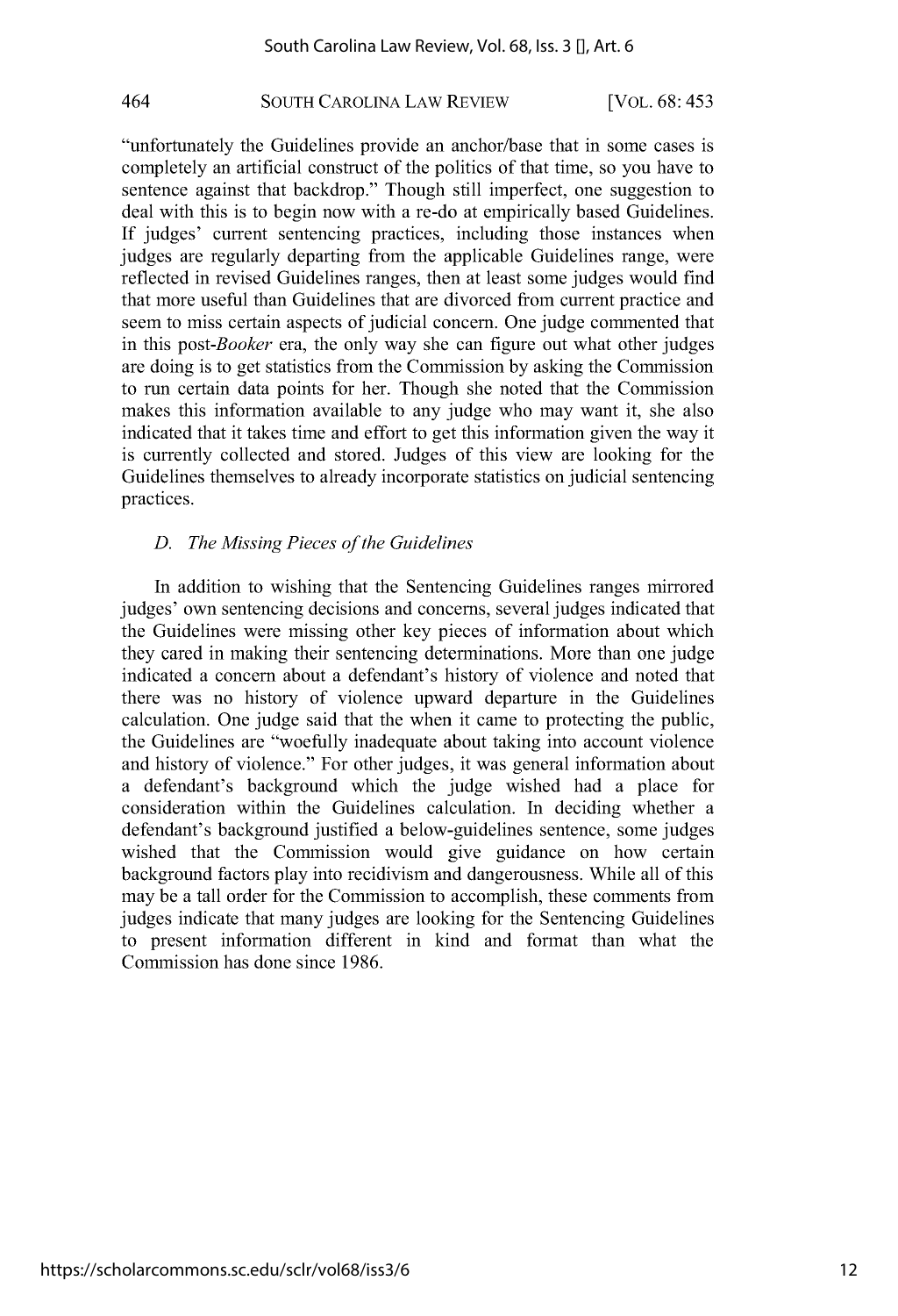"unfortunately the Guidelines provide an anchor/base that in some cases is completely an artificial construct of the politics of that time, so you have to sentence against that backdrop." Though still imperfect, one suggestion to deal with this is to begin now with a re-do at empirically based Guidelines. If judges' current sentencing practices, including those instances when judges are regularly departing from the applicable Guidelines range, were reflected in revised Guidelines ranges, then at least some judges would find that more useful than Guidelines that are divorced from current practice and seem to miss certain aspects of judicial concern. One judge commented that in this post-*Booker* era, the only way she can figure out what other judges are doing is to get statistics from the Commission by asking the Commission to run certain data points for her. Though she noted that the Commission makes this information available to any judge who may want it, she also indicated that it takes time and effort to get this information given the way it is currently collected and stored. Judges of this view are looking for the Guidelines themselves to already incorporate statistics on judicial sentencing practices.

### *D. The Missing Pieces of the Guidelines*

In addition to wishing that the Sentencing Guidelines ranges mirrored judges' own sentencing decisions and concerns, several judges indicated that the Guidelines were missing other key pieces of information about which they cared in making their sentencing determinations. More than one judge indicated a concern about a defendant's history of violence and noted that there was no history of violence upward departure in the Guidelines calculation. One judge said that the when it came to protecting the public, the Guidelines are "woefully inadequate about taking into account violence and history of violence." For other judges, it was general information about a defendant's background which the judge wished had a place for consideration within the Guidelines calculation. In deciding whether a defendant's background justified a below-guidelines sentence, some judges wished that the Commission would give guidance on how certain background factors play into recidivism and dangerousness. While all of this may be a tall order for the Commission to accomplish, these comments from judges indicate that many judges are looking for the Sentencing Guidelines to present information different in kind and format than what the Commission has done since 1986.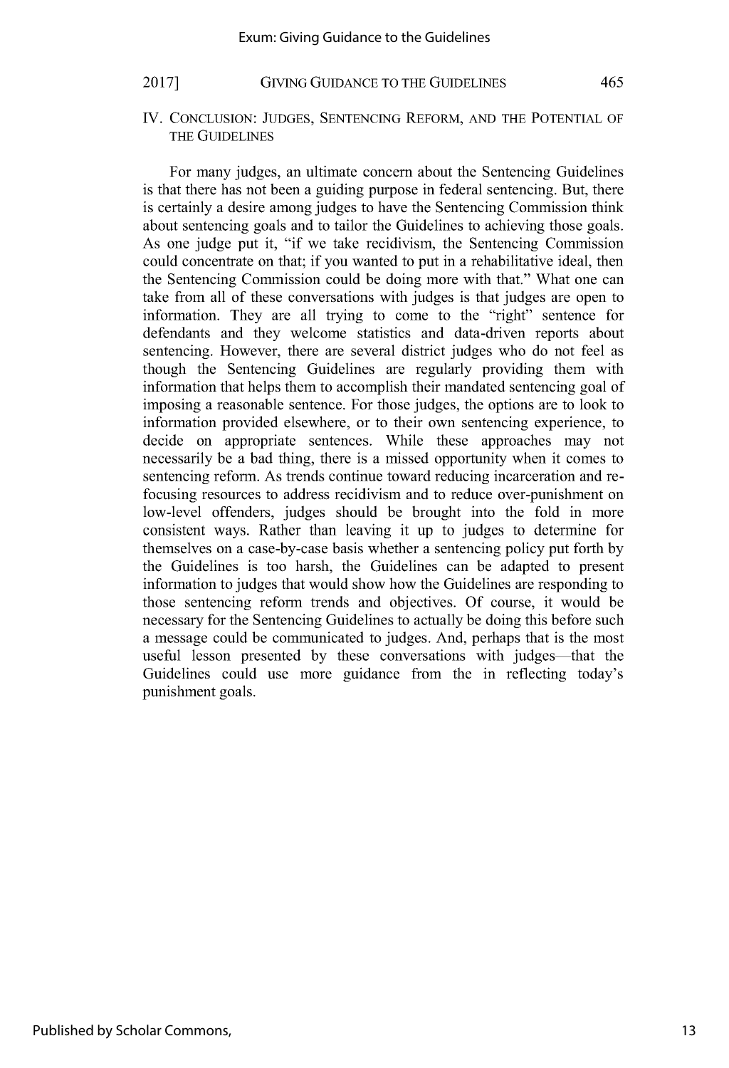## IV. Conclusion: Judges, Sentencing Reform, and the Potential of the Guidelines

For many judges, an ultimate concern about the Sentencing Guidelines is that there has not been a guiding purpose in federal sentencing. But, there is certainly a desire among judges to have the Sentencing Commission think about sentencing goals and to tailor the Guidelines to achieving those goals. As one judge put it, "if we take recidivism, the Sentencing Commission could concentrate on that; if you wanted to put in a rehabilitative ideal, then the Sentencing Commission could be doing more with that." What one can take from all of these conversations with judges is that judges are open to information. They are all trying to come to the "right" sentence for defendants and they welcome statistics and data-driven reports about sentencing. However, there are several district judges who do not feel as though the Sentencing Guidelines are regularly providing them with information that helps them to accomplish their mandated sentencing goal of imposing a reasonable sentence. For those judges, the options are to look to information provided elsewhere, or to their own sentencing experience, to decide on appropriate sentences. While these approaches may not necessarily be a bad thing, there is a missed opportunity when it comes to sentencing reform. As trends continue toward reducing incarceration and re-focusing resources to address recidivism and to reduce over-punishment on low-level offenders, judges should be brought into the fold in more consistent ways. Rather than leaving it up to judges to determine for themselves on a case-by-case basis whether a sentencing policy put forth by the Guidelines is too harsh, the Guidelines can be adapted to present information to judges that would show how the Guidelines are responding to those sentencing reform trends and objectives. Of course, it would be necessary for the Sentencing Guidelines to actually be doing this before such a message could be communicated to judges. And, perhaps that is the most useful lesson presented by these conversations with judges—that the Guidelines could use more guidance from the in reflecting today's punishment goals.